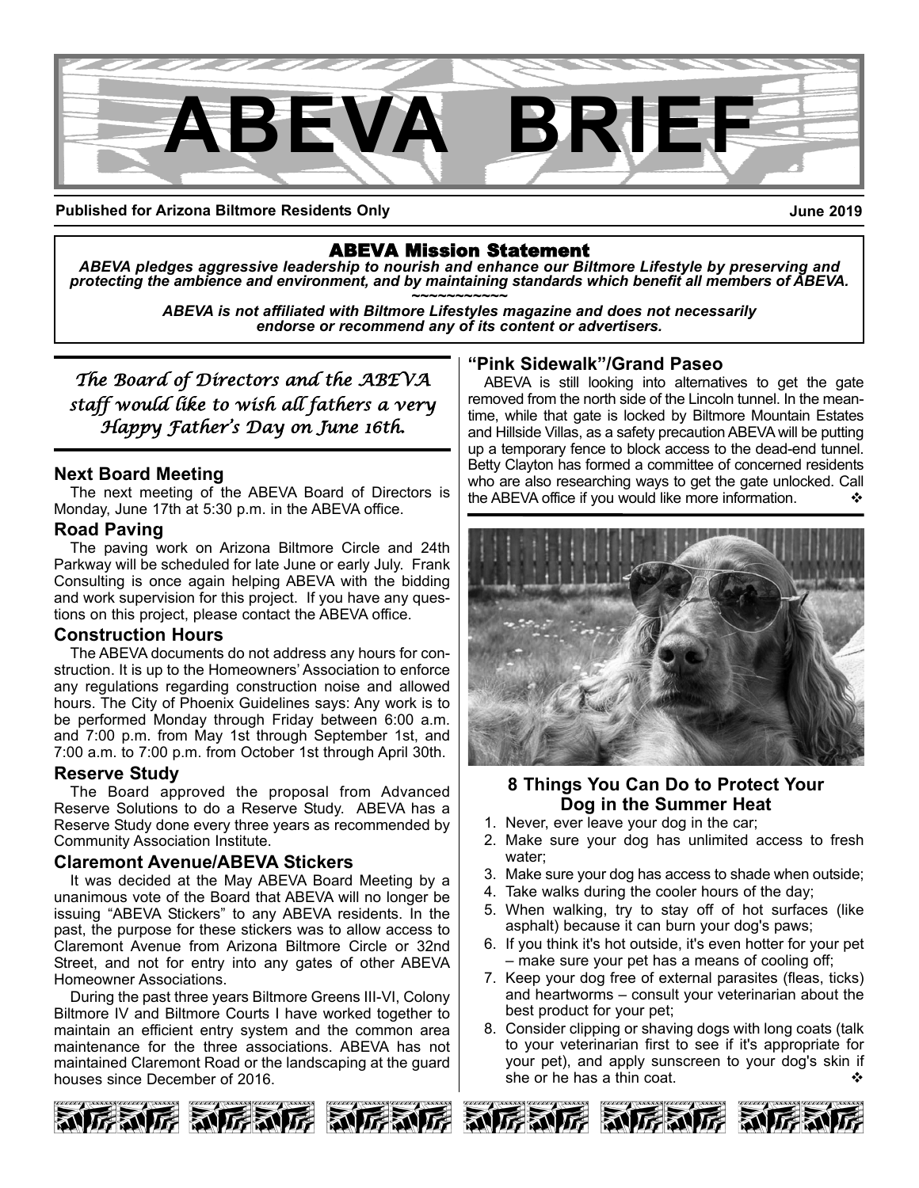# ABEVA BRIEF

**Published for Arizona Biltmore Residents Only** **June 2019**

## ABEVA Mission Statement

***ABEVA pledges aggressive leadership to nourish and enhance our Biltmore Lifestyle by preserving and protecting the ambience and environment, and by maintaining standards which benefit all members of ABEVA.***

~~~~~~~~~~~~

***ABEVA is not affiliated with Biltmore Lifestyles magazine and does not necessarily endorse or recommend any of its content or advertisers.***

*The Board of Directors and the ABEVA staff would like to wish all fathers a very Happy Father's Day on June 16th.*

### Next Board Meeting

The next meeting of the ABEVA Board of Directors is Monday, June 17th at 5:30 p.m. in the ABEVA office.

### Road Paving

The paving work on Arizona Biltmore Circle and 24th Parkway will be scheduled for late June or early July. Frank Consulting is once again helping ABEVA with the bidding and work supervision for this project. If you have any questions on this project, please contact the ABEVA office.

### Construction Hours

The ABEVA documents do not address any hours for construction. It is up to the Homeowners' Association to enforce any regulations regarding construction noise and allowed hours. The City of Phoenix Guidelines says: Any work is to be performed Monday through Friday between 6:00 a.m. and 7:00 p.m. from May 1st through September 1st, and 7:00 a.m. to 7:00 p.m. from October 1st through April 30th.

### Reserve Study

The Board approved the proposal from Advanced Reserve Solutions to do a Reserve Study. ABEVA has a Reserve Study done every three years as recommended by Community Association Institute.

### Claremont Avenue/ABEVA Stickers

It was decided at the May ABEVA Board Meeting by a unanimous vote of the Board that ABEVA will no longer be issuing "ABEVA Stickers" to any ABEVA residents. In the past, the purpose for these stickers was to allow access to Claremont Avenue from Arizona Biltmore Circle or 32nd Street, and not for entry into any gates of other ABEVA Homeowner Associations.

During the past three years Biltmore Greens III-VI, Colony Biltmore IV and Biltmore Courts I have worked together to maintain an efficient entry system and the common area maintenance for the three associations. ABEVA has not maintained Claremont Road or the landscaping at the guard houses since December of 2016.

### "Pink Sidewalk"/Grand Paseo

ABEVA is still looking into alternatives to get the gate removed from the north side of the Lincoln tunnel. In the meantime, while that gate is locked by Biltmore Mountain Estates and Hillside Villas, as a safety precaution ABEVA will be putting up a temporary fence to block access to the dead-end tunnel. Betty Clayton has formed a committee of concerned residents who are also researching ways to get the gate unlocked. Call the ABEVA office if you would like more information. ❖

### 8 Things You Can Do to Protect Your Dog in the Summer Heat

1. Never, ever leave your dog in the car;
2. Make sure your dog has unlimited access to fresh water;
3. Make sure your dog has access to shade when outside;
4. Take walks during the cooler hours of the day;
5. When walking, try to stay off of hot surfaces (like asphalt) because it can burn your dog's paws;
6. If you think it's hot outside, it's even hotter for your pet – make sure your pet has a means of cooling off;
7. Keep your dog free of external parasites (fleas, ticks) and heartworms – consult your veterinarian about the best product for your pet;
8. Consider clipping or shaving dogs with long coats (talk to your veterinarian first to see if it's appropriate for your pet), and apply sunscreen to your dog's skin if she or he has a thin coat. ❖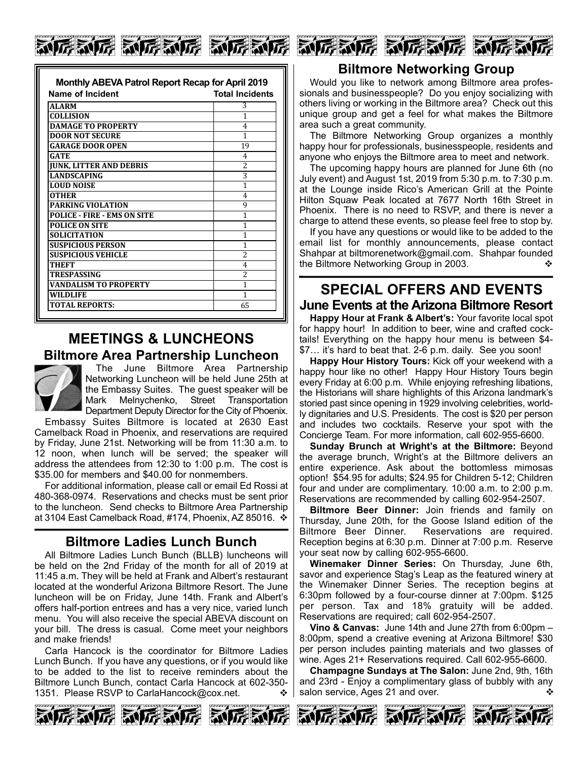**Monthly ABEVA Patrol Report Recap for April 2019**

| Name of Incident | Total Incidents |
|---|---|
| ALARM | 3 |
| COLLISION | 1 |
| DAMAGE TO PROPERTY | 4 |
| DOOR NOT SECURE | 1 |
| GARAGE DOOR OPEN | 19 |
| GATE | 4 |
| JUNK, LITTER AND DEBRIS | 2 |
| LANDSCAPING | 3 |
| LOUD NOISE | 1 |
| OTHER | 4 |
| PARKING VIOLATION | 9 |
| POLICE - FIRE - EMS ON SITE | 1 |
| POLICE ON SITE | 1 |
| SOLICITATION | 1 |
| SUSPICIOUS PERSON | 1 |
| SUSPICIOUS VEHICLE | 2 |
| THEFT | 4 |
| TRESPASSING | 2 |
| VANDALISM TO PROPERTY | 1 |
| WILDLIFE | 1 |
| TOTAL REPORTS: | 65 |

# MEETINGS & LUNCHEONS

## Biltmore Area Partnership Luncheon

The June Biltmore Area Partnership Networking Luncheon will be held June 25th at the Embassy Suites. The guest speaker will be Mark Melnychenko, Street Transportation Department Deputy Director for the City of Phoenix.

Embassy Suites Biltmore is located at 2630 East Camelback Road in Phoenix, and reservations are required by Friday, June 21st. Networking will be from 11:30 a.m. to 12 noon, when lunch will be served; the speaker will address the attendees from 12:30 to 1:00 p.m. The cost is $35.00 for members and $40.00 for nonmembers.

For additional information, please call or email Ed Rossi at 480-368-0974. Reservations and checks must be sent prior to the luncheon. Send checks to Biltmore Area Partnership at 3104 East Camelback Road, #174, Phoenix, AZ 85016. ❖

## Biltmore Ladies Lunch Bunch

All Biltmore Ladies Lunch Bunch (BLLB) luncheons will be held on the 2nd Friday of the month for all of 2019 at 11:45 a.m. They will be held at Frank and Albert's restaurant located at the wonderful Arizona Biltmore Resort. The June luncheon will be on Friday, June 14th. Frank and Albert's offers half-portion entrees and has a very nice, varied lunch menu. You will also receive the special ABEVA discount on your bill. The dress is casual. Come meet your neighbors and make friends!

Carla Hancock is the coordinator for Biltmore Ladies Lunch Bunch. If you have any questions, or if you would like to be added to the list to receive reminders about the Biltmore Lunch Bunch, contact Carla Hancock at 602-350-1351. Please RSVP to CarlaHancock@cox.net. ❖

## Biltmore Networking Group

Would you like to network among Biltmore area professionals and businesspeople? Do you enjoy socializing with others living or working in the Biltmore area? Check out this unique group and get a feel for what makes the Biltmore area such a great community.

The Biltmore Networking Group organizes a monthly happy hour for professionals, businesspeople, residents and anyone who enjoys the Biltmore area to meet and network.

The upcoming happy hours are planned for June 6th (no July event) and August 1st, 2019 from 5:30 p.m. to 7:30 p.m. at the Lounge inside Rico's American Grill at the Pointe Hilton Squaw Peak located at 7677 North 16th Street in Phoenix. There is no need to RSVP, and there is never a charge to attend these events, so please feel free to stop by.

If you have any questions or would like to be added to the email list for monthly announcements, please contact Shahpar at biltmorenetwork@gmail.com. Shahpar founded the Biltmore Networking Group in 2003. ❖

# SPECIAL OFFERS AND EVENTS

## June Events at the Arizona Biltmore Resort

**Happy Hour at Frank & Albert's:** Your favorite local spot for happy hour! In addition to beer, wine and crafted cocktails! Everything on the happy hour menu is between $4-$7… it's hard to beat that. 2-6 p.m. daily. See you soon!

**Happy Hour History Tours:** Kick off your weekend with a happy hour like no other! Happy Hour History Tours begin every Friday at 6:00 p.m. While enjoying refreshing libations, the Historians will share highlights of this Arizona landmark's storied past since opening in 1929 involving celebrities, worldly dignitaries and U.S. Presidents. The cost is $20 per person and includes two cocktails. Reserve your spot with the Concierge Team. For more information, call 602-955-6600.

**Sunday Brunch at Wright's at the Biltmore:** Beyond the average brunch, Wright's at the Biltmore delivers an entire experience. Ask about the bottomless mimosas option! $54.95 for adults; $24.95 for Children 5-12; Children four and under are complimentary. 10:00 a.m. to 2:00 p.m. Reservations are recommended by calling 602-954-2507.

**Biltmore Beer Dinner:** Join friends and family on Thursday, June 20th, for the Goose Island edition of the Biltmore Beer Dinner. Reservations are required. Reception begins at 6:30 p.m. Dinner at 7:00 p.m. Reserve your seat now by calling 602-955-6600.

**Winemaker Dinner Series:** On Thursday, June 6th, savor and experience Stag's Leap as the featured winery at the Winemaker Dinner Series. The reception begins at 6:30pm followed by a four-course dinner at 7:00pm. $125 per person. Tax and 18% gratuity will be added. Reservations are required; call 602-954-2507.

**Vino & Canvas:** June 14th and June 27th from 6:00pm – 8:00pm, spend a creative evening at Arizona Biltmore! $30 per person includes painting materials and two glasses of wine. Ages 21+ Reservations required. Call 602-955-6600.

**Champagne Sundays at The Salon:** June 2nd, 9th, 16th and 23rd - Enjoy a complimentary glass of bubbly with any salon service, Ages 21 and over. ❖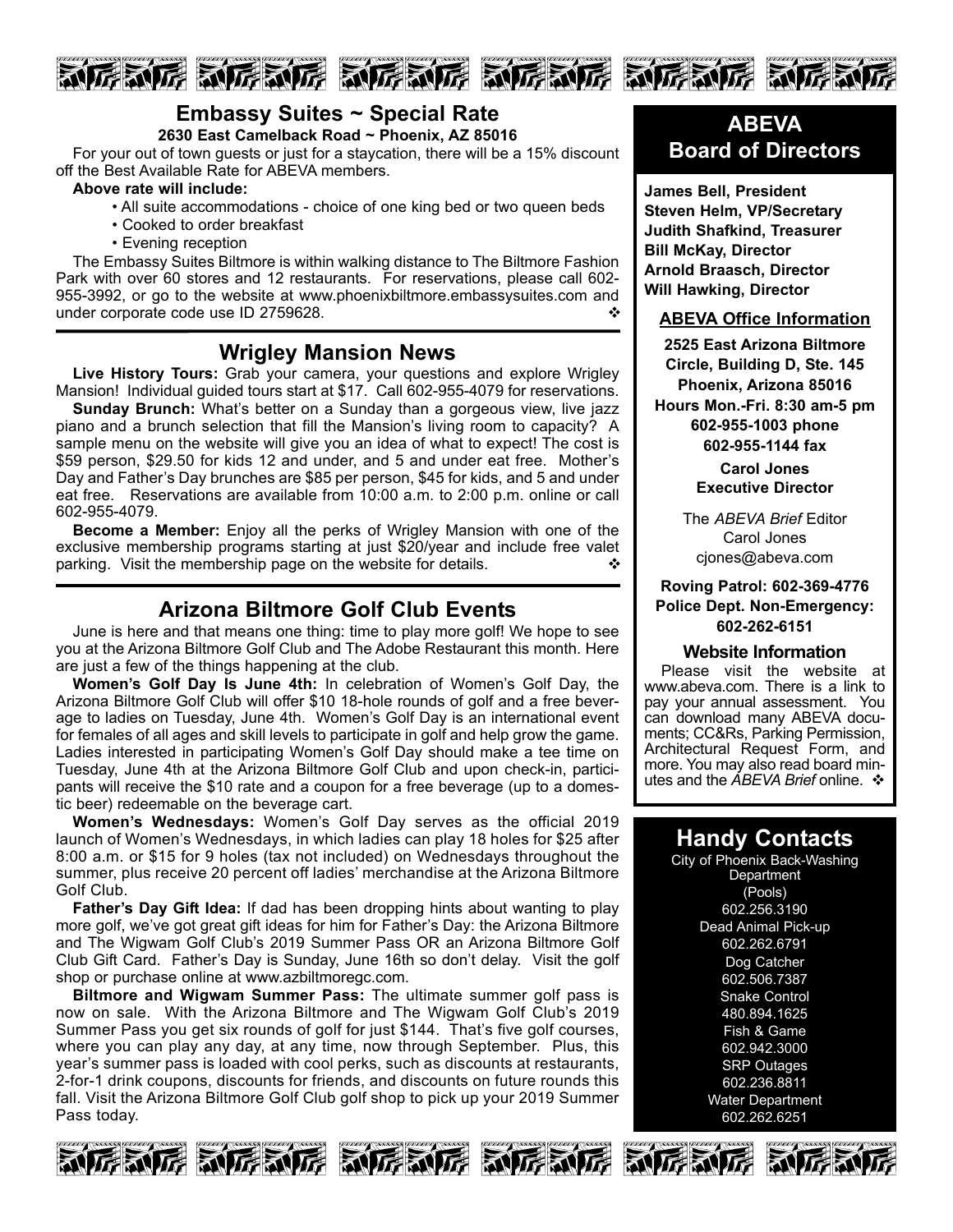## Embassy Suites ~ Special Rate

**2630 East Camelback Road ~ Phoenix, AZ 85016**

For your out of town guests or just for a staycation, there will be a 15% discount off the Best Available Rate for ABEVA members.

**Above rate will include:**

- All suite accommodations - choice of one king bed or two queen beds
- Cooked to order breakfast
- Evening reception

The Embassy Suites Biltmore is within walking distance to The Biltmore Fashion Park with over 60 stores and 12 restaurants. For reservations, please call 602-955-3992, or go to the website at www.phoenixbiltmore.embassysuites.com and under corporate code use ID 2759628. ❖

## Wrigley Mansion News

**Live History Tours:** Grab your camera, your questions and explore Wrigley Mansion! Individual guided tours start at $17. Call 602-955-4079 for reservations.

**Sunday Brunch:** What's better on a Sunday than a gorgeous view, live jazz piano and a brunch selection that fill the Mansion's living room to capacity? A sample menu on the website will give you an idea of what to expect! The cost is $59 person, $29.50 for kids 12 and under, and 5 and under eat free. Mother's Day and Father's Day brunches are $85 per person, $45 for kids, and 5 and under eat free. Reservations are available from 10:00 a.m. to 2:00 p.m. online or call 602-955-4079.

**Become a Member:** Enjoy all the perks of Wrigley Mansion with one of the exclusive membership programs starting at just $20/year and include free valet parking. Visit the membership page on the website for details. ❖

## Arizona Biltmore Golf Club Events

June is here and that means one thing: time to play more golf! We hope to see you at the Arizona Biltmore Golf Club and The Adobe Restaurant this month. Here are just a few of the things happening at the club.

**Women's Golf Day Is June 4th:** In celebration of Women's Golf Day, the Arizona Biltmore Golf Club will offer $10 18-hole rounds of golf and a free beverage to ladies on Tuesday, June 4th. Women's Golf Day is an international event for females of all ages and skill levels to participate in golf and help grow the game. Ladies interested in participating Women's Golf Day should make a tee time on Tuesday, June 4th at the Arizona Biltmore Golf Club and upon check-in, participants will receive the $10 rate and a coupon for a free beverage (up to a domestic beer) redeemable on the beverage cart.

**Women's Wednesdays:** Women's Golf Day serves as the official 2019 launch of Women's Wednesdays, in which ladies can play 18 holes for $25 after 8:00 a.m. or $15 for 9 holes (tax not included) on Wednesdays throughout the summer, plus receive 20 percent off ladies' merchandise at the Arizona Biltmore Golf Club.

**Father's Day Gift Idea:** If dad has been dropping hints about wanting to play more golf, we've got great gift ideas for him for Father's Day: the Arizona Biltmore and The Wigwam Golf Club's 2019 Summer Pass OR an Arizona Biltmore Golf Club Gift Card. Father's Day is Sunday, June 16th so don't delay. Visit the golf shop or purchase online at www.azbiltmoregc.com.

**Biltmore and Wigwam Summer Pass:** The ultimate summer golf pass is now on sale. With the Arizona Biltmore and The Wigwam Golf Club's 2019 Summer Pass you get six rounds of golf for just $144. That's five golf courses, where you can play any day, at any time, now through September. Plus, this year's summer pass is loaded with cool perks, such as discounts at restaurants, 2-for-1 drink coupons, discounts for friends, and discounts on future rounds this fall. Visit the Arizona Biltmore Golf Club golf shop to pick up your 2019 Summer Pass today.

## ABEVA Board of Directors

**James Bell, President**
**Steven Helm, VP/Secretary**
**Judith Shafkind, Treasurer**
**Bill McKay, Director**
**Arnold Braasch, Director**
**Will Hawking, Director**

### ABEVA Office Information

**2525 East Arizona Biltmore Circle, Building D, Ste. 145**
**Phoenix, Arizona 85016**
**Hours Mon.-Fri. 8:30 am-5 pm**
**602-955-1003 phone**
**602-955-1144 fax**

**Carol Jones**
**Executive Director**

The *ABEVA Brief* Editor
Carol Jones
cjones@abeva.com

**Roving Patrol: 602-369-4776**
**Police Dept. Non-Emergency: 602-262-6151**

### Website Information

Please visit the website at www.abeva.com. There is a link to pay your annual assessment. You can download many ABEVA documents; CC&Rs, Parking Permission, Architectural Request Form, and more. You may also read board minutes and the *ABEVA Brief* online. ❖

## Handy Contacts

City of Phoenix Back-Washing Department (Pools)
602.256.3190

Dead Animal Pick-up
602.262.6791

Dog Catcher
602.506.7387

Snake Control
480.894.1625

Fish & Game
602.942.3000

SRP Outages
602.236.8811

Water Department
602.262.6251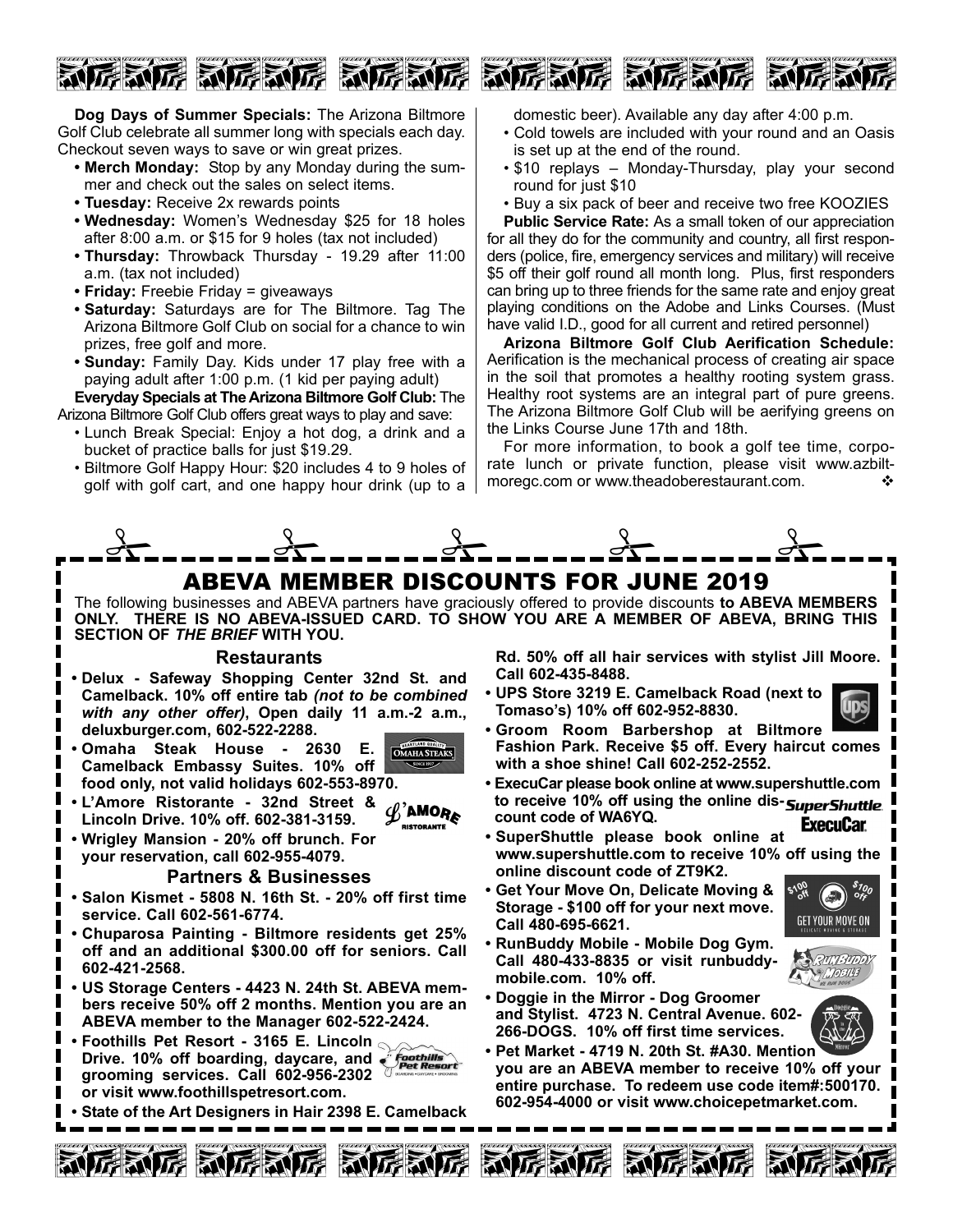**Dog Days of Summer Specials:** The Arizona Biltmore Golf Club celebrate all summer long with specials each day. Checkout seven ways to save or win great prizes.

- **Merch Monday:** Stop by any Monday during the summer and check out the sales on select items.
- **Tuesday:** Receive 2x rewards points
- **Wednesday:** Women's Wednesday $25 for 18 holes after 8:00 a.m. or $15 for 9 holes (tax not included)
- **Thursday:** Throwback Thursday - 19.29 after 11:00 a.m. (tax not included)
- **Friday:** Freebie Friday = giveaways
- **Saturday:** Saturdays are for The Biltmore. Tag The Arizona Biltmore Golf Club on social for a chance to win prizes, free golf and more.
- **Sunday:** Family Day. Kids under 17 play free with a paying adult after 1:00 p.m. (1 kid per paying adult)

**Everyday Specials at The Arizona Biltmore Golf Club:** The Arizona Biltmore Golf Club offers great ways to play and save:

- Lunch Break Special: Enjoy a hot dog, a drink and a bucket of practice balls for just $19.29.
- Biltmore Golf Happy Hour: $20 includes 4 to 9 holes of golf with golf cart, and one happy hour drink (up to a domestic beer). Available any day after 4:00 p.m.
- Cold towels are included with your round and an Oasis is set up at the end of the round.
- $10 replays – Monday-Thursday, play your second round for just $10
- Buy a six pack of beer and receive two free KOOZIES

**Public Service Rate:** As a small token of our appreciation for all they do for the community and country, all first responders (police, fire, emergency services and military) will receive $5 off their golf round all month long. Plus, first responders can bring up to three friends for the same rate and enjoy great playing conditions on the Adobe and Links Courses. (Must have valid I.D., good for all current and retired personnel)

**Arizona Biltmore Golf Club Aerification Schedule:** Aerification is the mechanical process of creating air space in the soil that promotes a healthy rooting system grass. Healthy root systems are an integral part of pure greens. The Arizona Biltmore Golf Club will be aerifying greens on the Links Course June 17th and 18th.

For more information, to book a golf tee time, corporate lunch or private function, please visit www.azbiltmoregc.com or www.theadoberestaurant.com. ❖

## ABEVA MEMBER DISCOUNTS FOR JUNE 2019

The following businesses and ABEVA partners have graciously offered to provide discounts **to ABEVA MEMBERS ONLY. THERE IS NO ABEVA-ISSUED CARD. TO SHOW YOU ARE A MEMBER OF ABEVA, BRING THIS SECTION OF *THE BRIEF* WITH YOU.**

### Restaurants

- **Delux - Safeway Shopping Center 32nd St. and Camelback. 10% off entire tab *(not to be combined with any other offer)*, Open daily 11 a.m.-2 a.m., deluxburger.com, 602-522-2288.**
- **Omaha Steak House - 2630 E. Camelback Embassy Suites. 10% off food only, not valid holidays 602-553-8970.**
- **L'Amore Ristorante - 32nd Street & Lincoln Drive. 10% off. 602-381-3159.**
- **Wrigley Mansion - 20% off brunch. For your reservation, call 602-955-4079.**

### Partners & Businesses

- **Salon Kismet - 5808 N. 16th St. - 20% off first time service. Call 602-561-6774.**
- **Chuparosa Painting - Biltmore residents get 25% off and an additional $300.00 off for seniors. Call 602-421-2568.**
- **US Storage Centers - 4423 N. 24th St. ABEVA members receive 50% off 2 months. Mention you are an ABEVA member to the Manager 602-522-2424.**
- **Foothills Pet Resort - 3165 E. Lincoln Drive. 10% off boarding, daycare, and grooming services. Call 602-956-2302 or visit www.foothillspetresort.com.**
- **State of the Art Designers in Hair 2398 E. Camelback Rd. 50% off all hair services with stylist Jill Moore. Call 602-435-8488.**
- **UPS Store 3219 E. Camelback Road (next to Tomaso's) 10% off 602-952-8830.**
- **Groom Room Barbershop at Biltmore Fashion Park. Receive $5 off. Every haircut comes with a shoe shine! Call 602-252-2552.**
- **ExecuCar please book online at www.supershuttle.com to receive 10% off using the online discount code of WA6YQ.**
- **SuperShuttle please book online at www.supershuttle.com to receive 10% off using the online discount code of ZT9K2.**
- **Get Your Move On, Delicate Moving & Storage - $100 off for your next move. Call 480-695-6621.**
- **RunBuddy Mobile - Mobile Dog Gym. Call 480-433-8835 or visit runbuddymobile.com. 10% off.**
- **Doggie in the Mirror - Dog Groomer and Stylist. 4723 N. Central Avenue. 602-266-DOGS. 10% off first time services.**
- **Pet Market - 4719 N. 20th St. #A30. Mention you are an ABEVA member to receive 10% off your entire purchase. To redeem use code item#:500170. 602-954-4000 or visit www.choicepetmarket.com.**